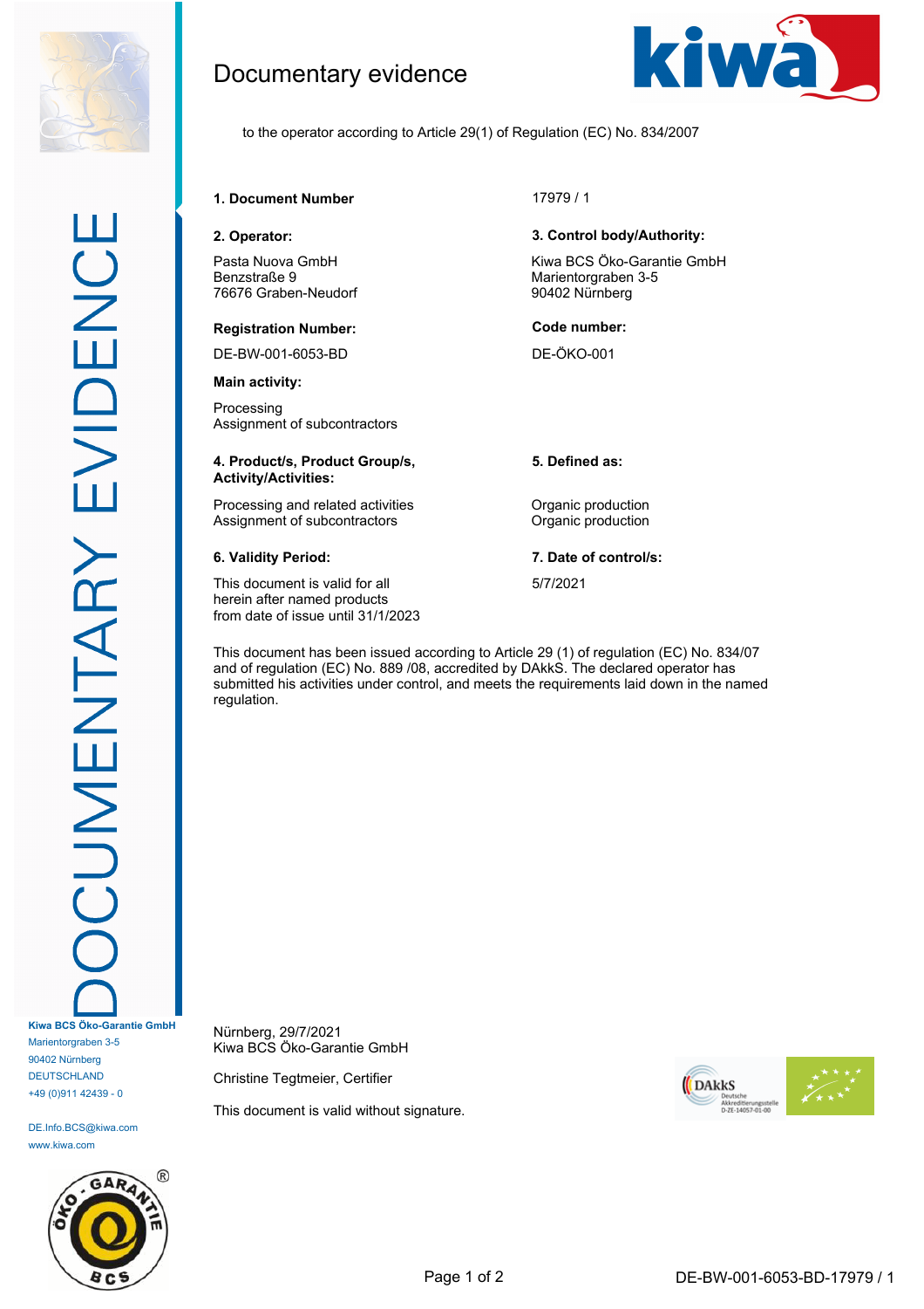# Documentary evidence

to the operator according to Article 29(1) of Regulation (EC) No. 834/2007

**1. Document Number**

17979 / 1

**2. Operator:**

Pasta Nuova GmbH
Benzstraße 9
76676 Graben-Neudorf

**3. Control body/Authority:**

Kiwa BCS Öko-Garantie GmbH
Marientorgraben 3-5
90402 Nürnberg

**Registration Number:**

DE-BW-001-6053-BD

**Code number:**

DE-ÖKO-001

**Main activity:**

Processing
Assignment of subcontractors

**4. Product/s, Product Group/s, Activity/Activities:**

Processing and related activities
Assignment of subcontractors

**5. Defined as:**

Organic production
Organic production

**6. Validity Period:**

This document is valid for all herein after named products from date of issue until 31/1/2023

**7. Date of control/s:**

5/7/2021

This document has been issued according to Article 29 (1) of regulation (EC) No. 834/07 and of regulation (EC) No. 889 /08, accredited by DAkkS. The declared operator has submitted his activities under control, and meets the requirements laid down in the named regulation.

Nürnberg, 29/7/2021
Kiwa BCS Öko-Garantie GmbH

Christine Tegtmeier, Certifier

This document is valid without signature.

Kiwa BCS Öko-Garantie GmbH
Marientorgraben 3-5
90402 Nürnberg
DEUTSCHLAND
+49 (0)911 42439 - 0

DE.Info.BCS@kiwa.com
www.kiwa.com

DE-BW-001-6053-BD-17979 / 1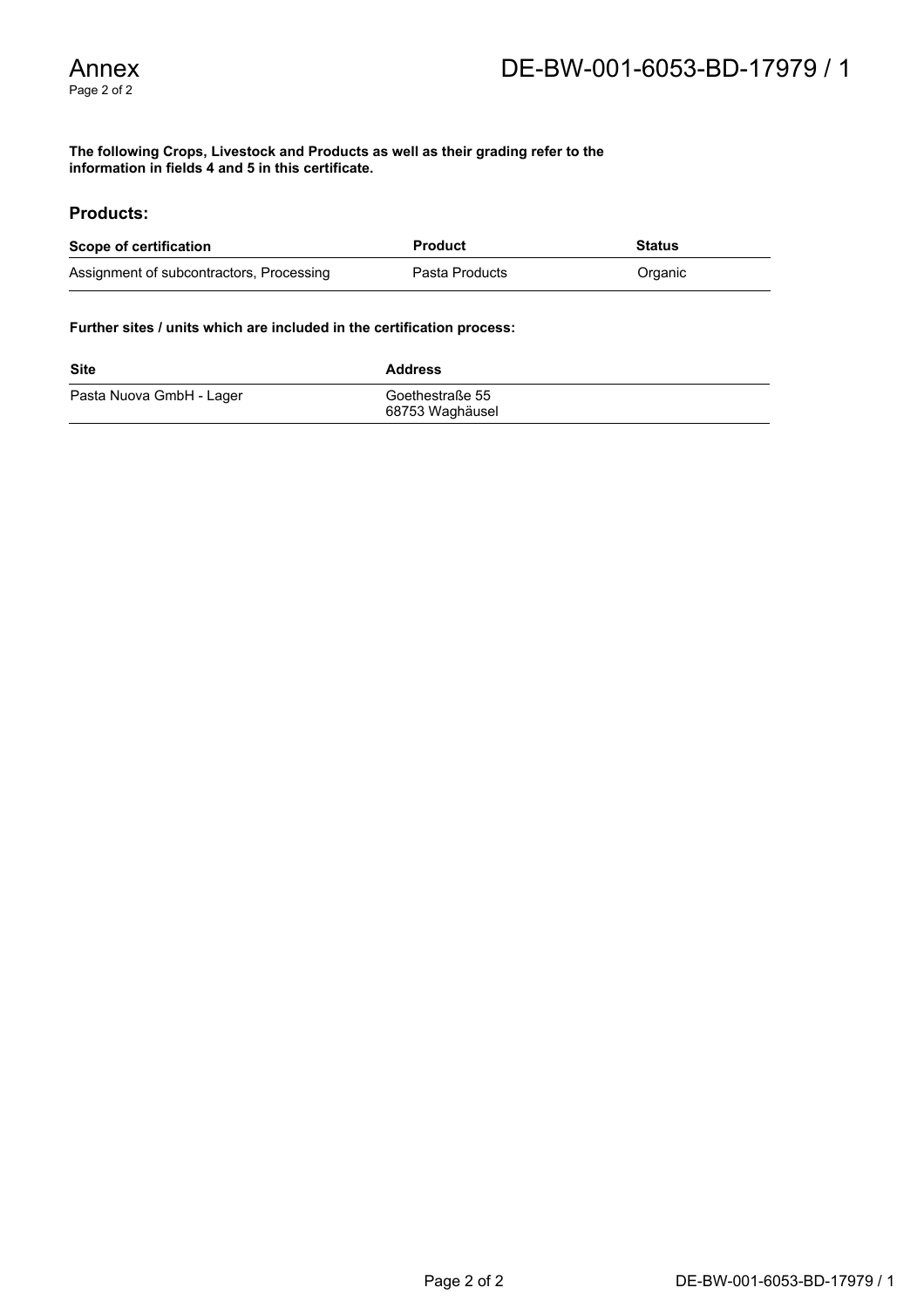# Annex

# DE-BW-001-6053-BD-17979 / 1

**The following Crops, Livestock and Products as well as their grading refer to the information in fields 4 and 5 in this certificate.**

## Products:

| Scope of certification | Product | Status |
|---|---|---|
| Assignment of subcontractors, Processing | Pasta Products | Organic |

**Further sites / units which are included in the certification process:**

| Site | Address |
|---|---|
| Pasta Nuova GmbH - Lager | Goethestraße 55<br>68753 Waghäusel |